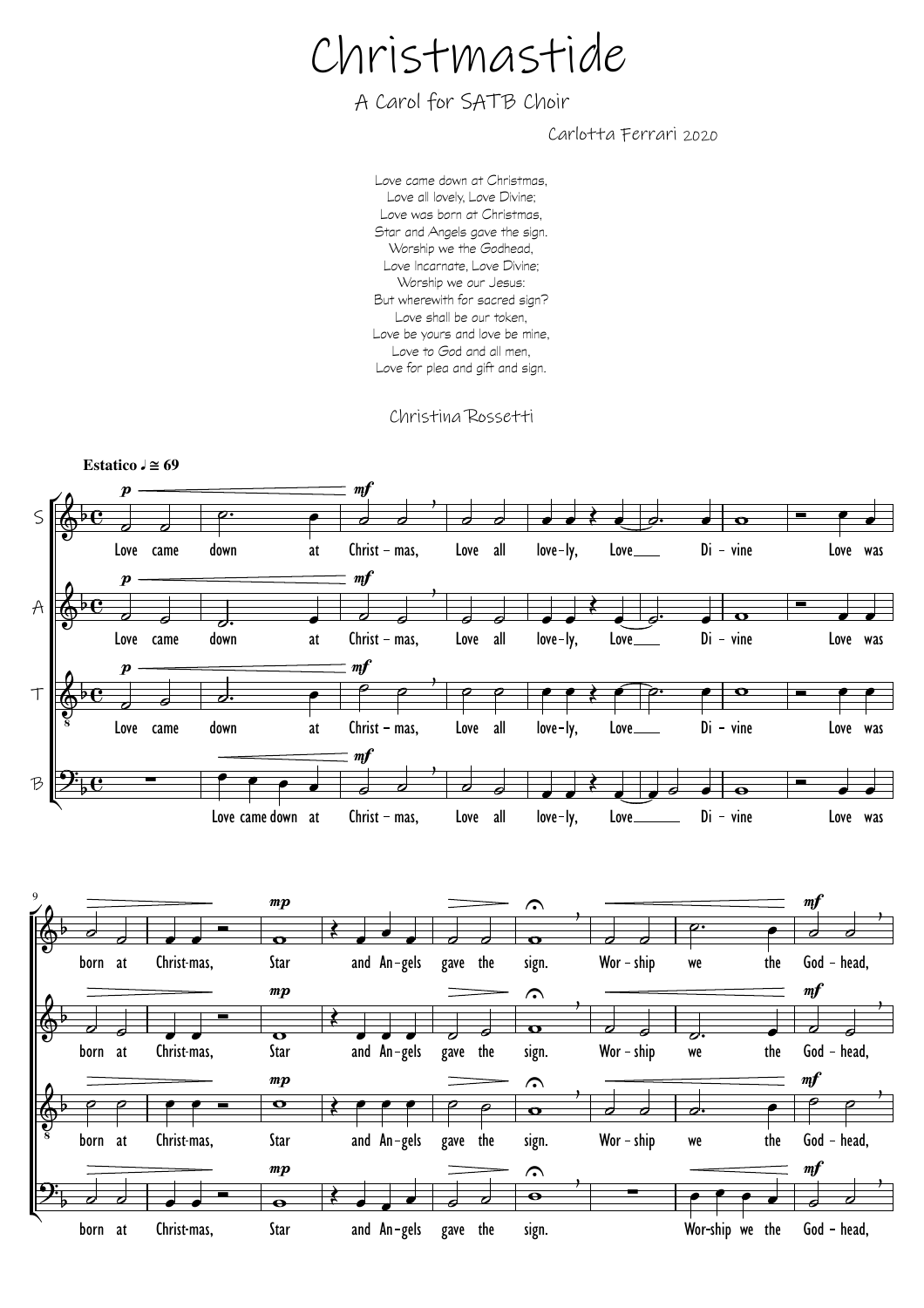# Christmastide

## A Carol for SATB Choir

Carlotta Ferrari 2020

Love came down at Christmas,
Love all lovely, Love Divine;
Love was born at Christmas,
Star and Angels gave the sign.
Worship we the Godhead,
Love Incarnate, Love Divine;
Worship we our Jesus:
But wherewith for sacred sign?
Love shall be our token,
Love be yours and love be mine,
Love to God and all men,
Love for plea and gift and sign.

Christina Rossetti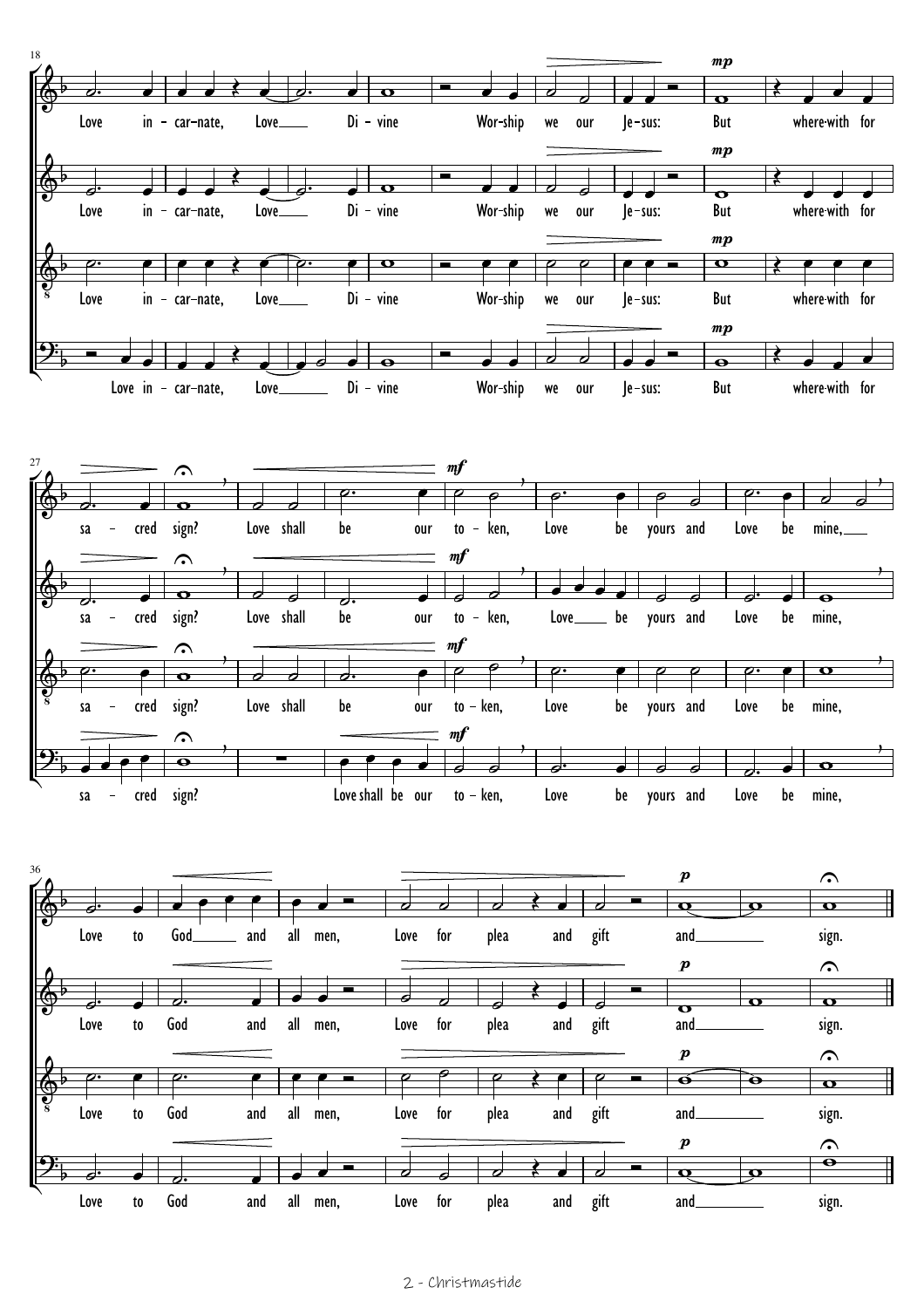Love in-car-nate, Love Di-vine
Wor-ship we our Je-sus:
But where-with for sa-cred sign?

Love shall be our to-ken,
Love be yours and Love be mine,
Love to God and all men,
Love for plea and gift and sign.